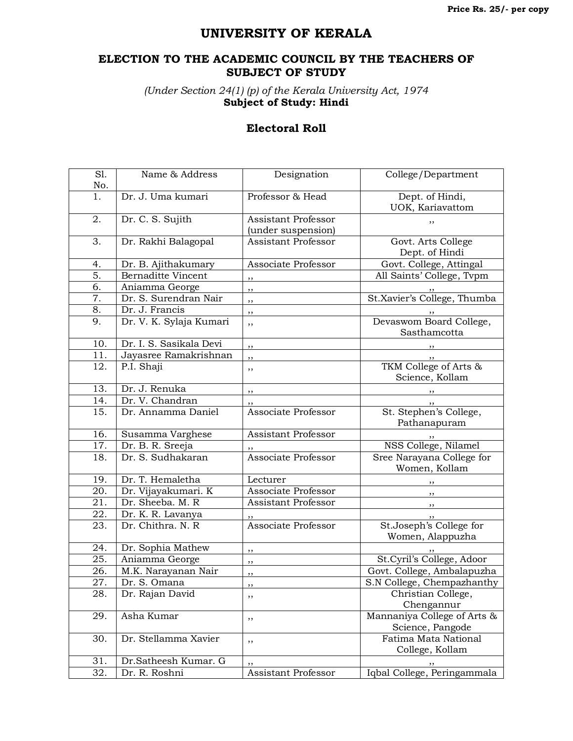Price Rs. 25/- per copy

# UNIVERSITY OF KERALA

## ELECTION TO THE ACADEMIC COUNCIL BY THE TEACHERS OF SUBJECT OF STUDY

*(Under Section 24(1) (p) of the Kerala University Act, 1974*
**Subject of Study: Hindi**

### Electoral Roll

| Sl. No. | Name & Address | Designation | College/Department |
|---|---|---|---|
| 1. | Dr. J. Uma kumari | Professor & Head | Dept. of Hindi, UOK, Kariavattom |
| 2. | Dr. C. S. Sujith | Assistant Professor (under suspension) | ,, |
| 3. | Dr. Rakhi Balagopal | Assistant Professor | Govt. Arts College Dept. of Hindi |
| 4. | Dr. B. Ajithakumary | Associate Professor | Govt. College, Attingal |
| 5. | Bernaditte Vincent | ,, | All Saints' College, Tvpm |
| 6. | Aniamma George | ,, | ,, |
| 7. | Dr. S. Surendran Nair | ,, | St.Xavier's College, Thumba |
| 8. | Dr. J. Francis | ,, | ,, |
| 9. | Dr. V. K. Sylaja Kumari | ,, | Devaswom Board College, Sasthamcotta |
| 10. | Dr. I. S. Sasikala Devi | ,, | ,, |
| 11. | Jayasree Ramakrishnan | ,, | ,, |
| 12. | P.I. Shaji | ,, | TKM College of Arts & Science, Kollam |
| 13. | Dr. J. Renuka | ,, | ,, |
| 14. | Dr. V. Chandran | ,, | ,, |
| 15. | Dr. Annamma Daniel | Associate Professor | St. Stephen's College, Pathanapuram |
| 16. | Susamma Varghese | Assistant Professor | ,, |
| 17. | Dr. B. R. Sreeja | ,, | NSS College, Nilamel |
| 18. | Dr. S. Sudhakaran | Associate Professor | Sree Narayana College for Women, Kollam |
| 19. | Dr. T. Hemaletha | Lecturer | ,, |
| 20. | Dr. Vijayakumari. K | Associate Professor | ,, |
| 21. | Dr. Sheeba. M. R | Assistant Professor | ,, |
| 22. | Dr. K. R. Lavanya | ,, | ,, |
| 23. | Dr. Chithra. N. R | Associate Professor | St.Joseph's College for Women, Alappuzha |
| 24. | Dr. Sophia Mathew | ,, | ,, |
| 25. | Aniamma George | ,, | St.Cyril's College, Adoor |
| 26. | M.K. Narayanan Nair | ,, | Govt. College, Ambalapuzha |
| 27. | Dr. S. Omana | ,, | S.N College, Chempazhanthy |
| 28. | Dr. Rajan David | ,, | Christian College, Chengannur |
| 29. | Asha Kumar | ,, | Mannaniya College of Arts & Science, Pangode |
| 30. | Dr. Stellamma Xavier | ,, | Fatima Mata National College, Kollam |
| 31. | Dr.Satheesh Kumar. G | ,, | ,, |
| 32. | Dr. R. Roshni | Assistant Professor | Iqbal College, Peringammala |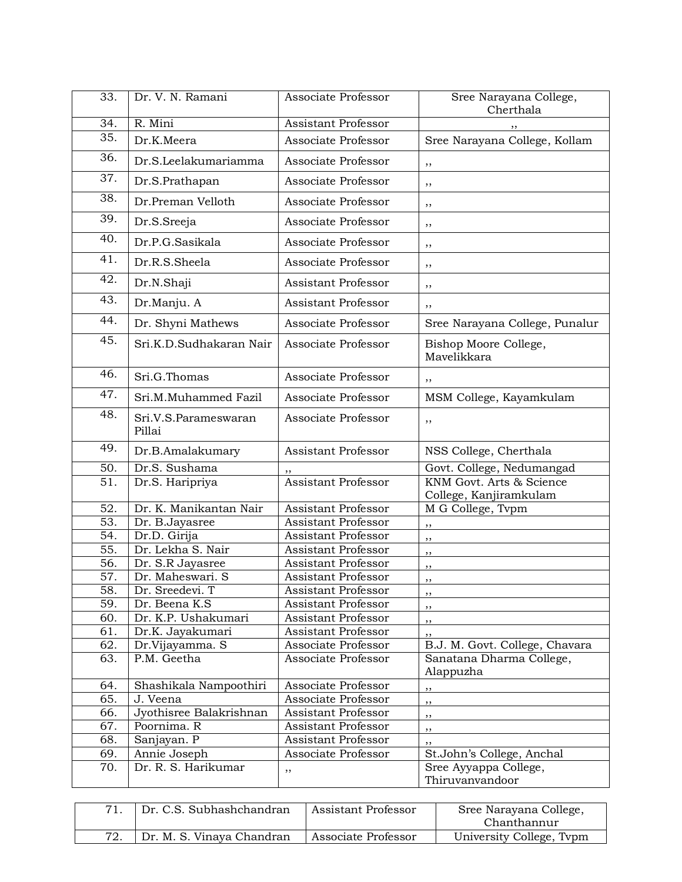| | | | |
|---|---|---|---|
| 33. | Dr. V. N. Ramani | Associate Professor | Sree Narayana College, Cherthala |
| 34. | R. Mini | Assistant Professor | ,, |
| 35. | Dr.K.Meera | Associate Professor | Sree Narayana College, Kollam |
| 36. | Dr.S.Leelakumariamma | Associate Professor | ,, |
| 37. | Dr.S.Prathapan | Associate Professor | ,, |
| 38. | Dr.Preman Velloth | Associate Professor | ,, |
| 39. | Dr.S.Sreeja | Associate Professor | ,, |
| 40. | Dr.P.G.Sasikala | Associate Professor | ,, |
| 41. | Dr.R.S.Sheela | Associate Professor | ,, |
| 42. | Dr.N.Shaji | Assistant Professor | ,, |
| 43. | Dr.Manju. A | Assistant Professor | ,, |
| 44. | Dr. Shyni Mathews | Associate Professor | Sree Narayana College, Punalur |
| 45. | Sri.K.D.Sudhakaran Nair | Associate Professor | Bishop Moore College, Mavelikkara |
| 46. | Sri.G.Thomas | Associate Professor | ,, |
| 47. | Sri.M.Muhammed Fazil | Associate Professor | MSM College, Kayamkulam |
| 48. | Sri.V.S.Parameswaran Pillai | Associate Professor | ,, |
| 49. | Dr.B.Amalakumary | Assistant Professor | NSS College, Cherthala |
| 50. | Dr.S. Sushama | ,, | Govt. College, Nedumangad |
| 51. | Dr.S. Haripriya | Assistant Professor | KNM Govt. Arts & Science College, Kanjiramkulam |
| 52. | Dr. K. Manikantan Nair | Assistant Professor | M G College, Tvpm |
| 53. | Dr. B.Jayasree | Assistant Professor | ,, |
| 54. | Dr.D. Girija | Assistant Professor | ,, |
| 55. | Dr. Lekha S. Nair | Assistant Professor | ,, |
| 56. | Dr. S.R Jayasree | Assistant Professor | ,, |
| 57. | Dr. Maheswari. S | Assistant Professor | ,, |
| 58. | Dr. Sreedevi. T | Assistant Professor | ,, |
| 59. | Dr. Beena K.S | Assistant Professor | ,, |
| 60. | Dr. K.P. Ushakumari | Assistant Professor | ,, |
| 61. | Dr.K. Jayakumari | Assistant Professor | ,, |
| 62. | Dr.Vijayamma. S | Associate Professor | B.J. M. Govt. College, Chavara |
| 63. | P.M. Geetha | Associate Professor | Sanatana Dharma College, Alappuzha |
| 64. | Shashikala Nampoothiri | Associate Professor | ,, |
| 65. | J. Veena | Associate Professor | ,, |
| 66. | Jyothisree Balakrishnan | Assistant Professor | ,, |
| 67. | Poornima. R | Assistant Professor | ,, |
| 68. | Sanjayan. P | Assistant Professor | ,, |
| 69. | Annie Joseph | Associate Professor | St.John's College, Anchal |
| 70. | Dr. R. S. Harikumar | ,, | Sree Ayyappa College, Thiruvanvandoor |
| 71. | Dr. C.S. Subhashchandran | Assistant Professor | Sree Narayana College, Chanthannur |
| 72. | Dr. M. S. Vinaya Chandran | Associate Professor | University College, Tvpm |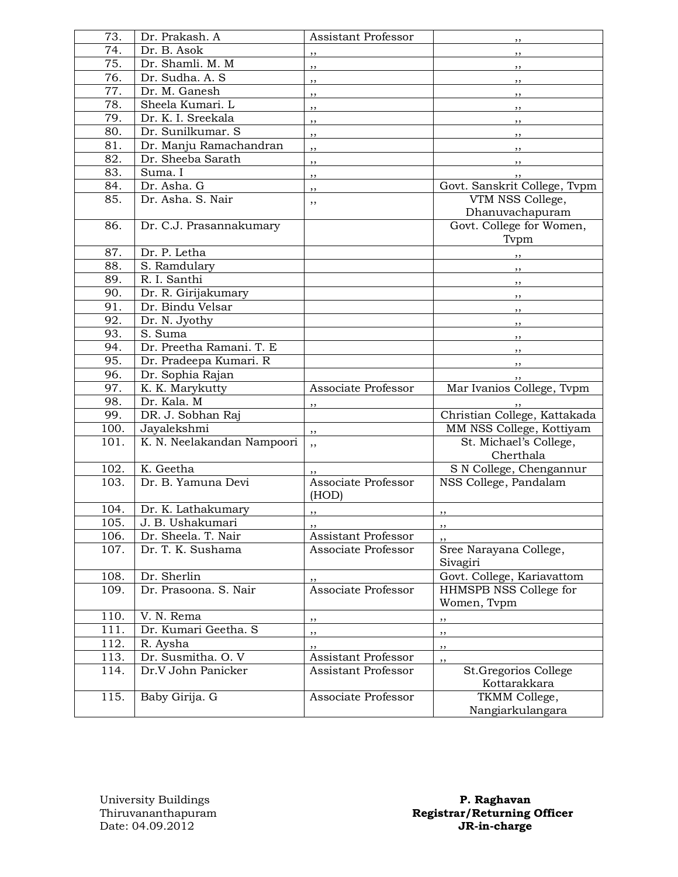| | | | |
|---|---|---|---|
| 73. | Dr. Prakash. A | Assistant Professor | ,, |
| 74. | Dr. B. Asok | ,, | ,, |
| 75. | Dr. Shamli. M. M | ,, | ,, |
| 76. | Dr. Sudha. A. S | ,, | ,, |
| 77. | Dr. M. Ganesh | ,, | ,, |
| 78. | Sheela Kumari. L | ,, | ,, |
| 79. | Dr. K. I. Sreekala | ,, | ,, |
| 80. | Dr. Sunilkumar. S | ,, | ,, |
| 81. | Dr. Manju Ramachandran | ,, | ,, |
| 82. | Dr. Sheeba Sarath | ,, | ,, |
| 83. | Suma. I | ,, | ,, |
| 84. | Dr. Asha. G | ,, | Govt. Sanskrit College, Tvpm |
| 85. | Dr. Asha. S. Nair | ,, | VTM NSS College, Dhanuvachapuram |
| 86. | Dr. C.J. Prasannakumary | | Govt. College for Women, Tvpm |
| 87. | Dr. P. Letha | | ,, |
| 88. | S. Ramdulary | | ,, |
| 89. | R. I. Santhi | | ,, |
| 90. | Dr. R. Girijakumary | | ,, |
| 91. | Dr. Bindu Velsar | | ,, |
| 92. | Dr. N. Jyothy | | ,, |
| 93. | S. Suma | | ,, |
| 94. | Dr. Preetha Ramani. T. E | | ,, |
| 95. | Dr. Pradeepa Kumari. R | | ,, |
| 96. | Dr. Sophia Rajan | | ,, |
| 97. | K. K. Marykutty | Associate Professor | Mar Ivanios College, Tvpm |
| 98. | Dr. Kala. M | ,, | ,, |
| 99. | DR. J. Sobhan Raj | | Christian College, Kattakada |
| 100. | Jayalekshmi | ,, | MM NSS College, Kottiyam |
| 101. | K. N. Neelakandan Nampoori | ,, | St. Michael's College, Cherthala |
| 102. | K. Geetha | ,, | S N College, Chengannur |
| 103. | Dr. B. Yamuna Devi | Associate Professor (HOD) | NSS College, Pandalam |
| 104. | Dr. K. Lathakumary | ,, | ,, |
| 105. | J. B. Ushakumari | ,, | ,, |
| 106. | Dr. Sheela. T. Nair | Assistant Professor | ,, |
| 107. | Dr. T. K. Sushama | Associate Professor | Sree Narayana College, Sivagiri |
| 108. | Dr. Sherlin | ,, | Govt. College, Kariavattom |
| 109. | Dr. Prasoona. S. Nair | Associate Professor | HHMSPB NSS College for Women, Tvpm |
| 110. | V. N. Rema | ,, | ,, |
| 111. | Dr. Kumari Geetha. S | ,, | ,, |
| 112. | R. Aysha | ,, | ,, |
| 113. | Dr. Susmitha. O. V | Assistant Professor | ,, |
| 114. | Dr.V John Panicker | Assistant Professor | St.Gregorios College Kottarakkara |
| 115. | Baby Girija. G | Associate Professor | TKMM College, Nangiarkulangara |

University Buildings
Thiruvananthapuram
Date: 04.09.2012

**P. Raghavan**
**Registrar/Returning Officer**
**JR-in-charge**